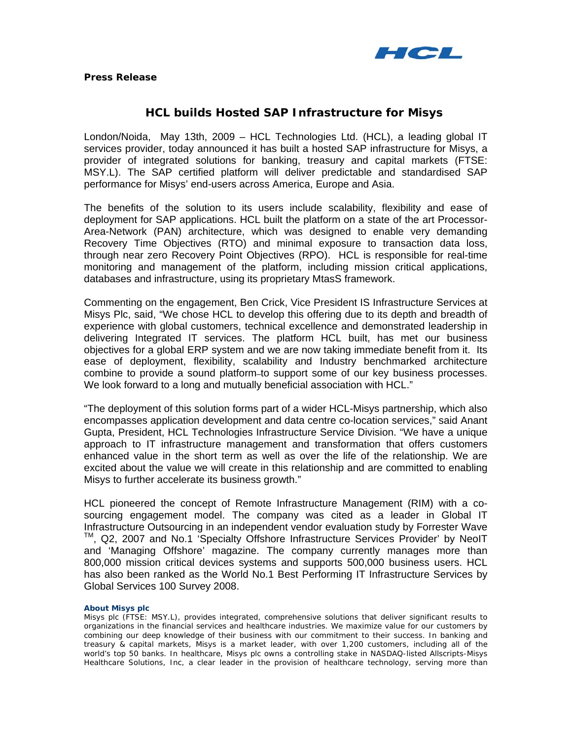**Press Release**

# HCL builds Hosted SAP Infrastructure for Misys

London/Noida, May 13th, 2009 – HCL Technologies Ltd. (HCL), a leading global IT services provider, today announced it has built a hosted SAP infrastructure for Misys, a provider of integrated solutions for banking, treasury and capital markets (FTSE: MSY.L). The SAP certified platform will deliver predictable and standardised SAP performance for Misys' end-users across America, Europe and Asia.

The benefits of the solution to its users include scalability, flexibility and ease of deployment for SAP applications. HCL built the platform on a state of the art Processor-Area-Network (PAN) architecture, which was designed to enable very demanding Recovery Time Objectives (RTO) and minimal exposure to transaction data loss, through near zero Recovery Point Objectives (RPO). HCL is responsible for real-time monitoring and management of the platform, including mission critical applications, databases and infrastructure, using its proprietary MtasS framework.

Commenting on the engagement, Ben Crick, Vice President IS Infrastructure Services at Misys Plc, said, "We chose HCL to develop this offering due to its depth and breadth of experience with global customers, technical excellence and demonstrated leadership in delivering Integrated IT services. The platform HCL built, has met our business objectives for a global ERP system and we are now taking immediate benefit from it. Its ease of deployment, flexibility, scalability and Industry benchmarked architecture combine to provide a sound platform to support some of our key business processes. We look forward to a long and mutually beneficial association with HCL."

"The deployment of this solution forms part of a wider HCL-Misys partnership, which also encompasses application development and data centre co-location services," said Anant Gupta, President, HCL Technologies Infrastructure Service Division. "We have a unique approach to IT infrastructure management and transformation that offers customers enhanced value in the short term as well as over the life of the relationship. We are excited about the value we will create in this relationship and are committed to enabling Misys to further accelerate its business growth."

HCL pioneered the concept of Remote Infrastructure Management (RIM) with a co-sourcing engagement model. The company was cited as a leader in Global IT Infrastructure Outsourcing in an independent vendor evaluation study by Forrester Wave ™, Q2, 2007 and No.1 'Specialty Offshore Infrastructure Services Provider' by NeoIT and 'Managing Offshore' magazine. The company currently manages more than 800,000 mission critical devices systems and supports 500,000 business users. HCL has also been ranked as the World No.1 Best Performing IT Infrastructure Services by Global Services 100 Survey 2008.

**About Misys plc**

Misys plc (FTSE: MSY.L), provides integrated, comprehensive solutions that deliver significant results to organizations in the financial services and healthcare industries. We maximize value for our customers by combining our deep knowledge of their business with our commitment to their success. In banking and treasury & capital markets, Misys is a market leader, with over 1,200 customers, including all of the world's top 50 banks. In healthcare, Misys plc owns a controlling stake in NASDAQ-listed Allscripts-Misys Healthcare Solutions, Inc, a clear leader in the provision of healthcare technology, serving more than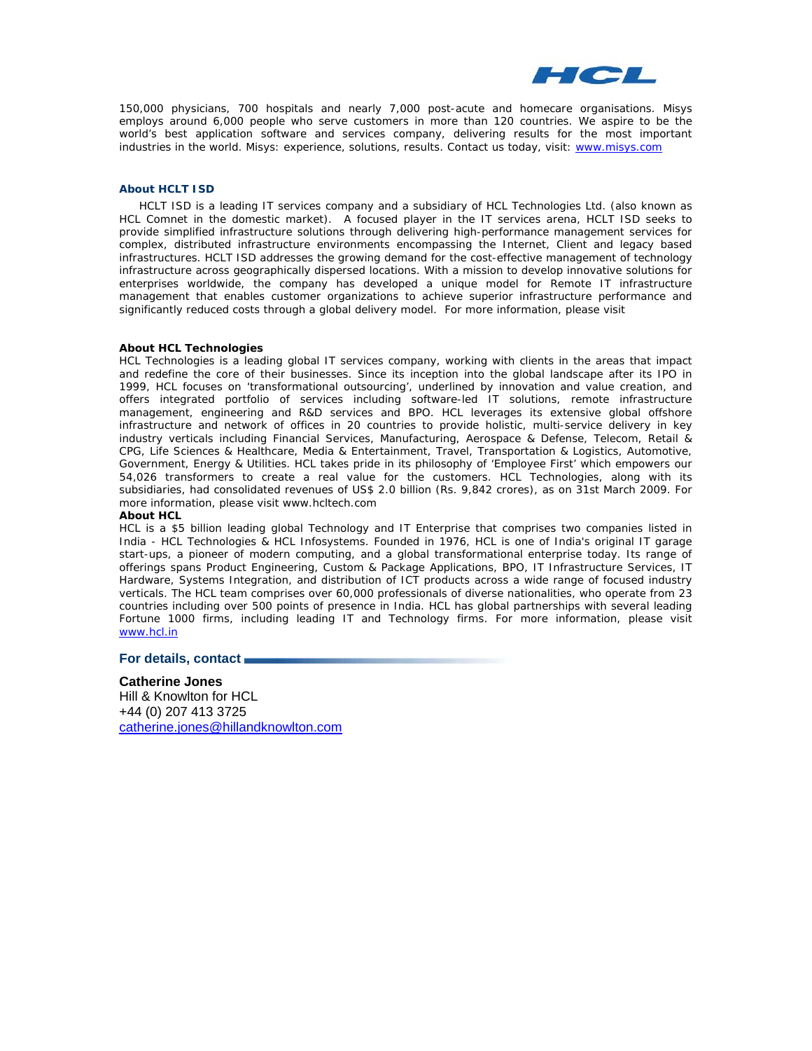150,000 physicians, 700 hospitals and nearly 7,000 post-acute and homecare organisations. Misys employs around 6,000 people who serve customers in more than 120 countries. We aspire to be the world's best application software and services company, delivering results for the most important industries in the world. Misys: experience, solutions, results. Contact us today, visit: www.misys.com

### About HCLT ISD

HCLT ISD is a leading IT services company and a subsidiary of HCL Technologies Ltd. (also known as HCL Comnet in the domestic market). A focused player in the IT services arena, HCLT ISD seeks to provide simplified infrastructure solutions through delivering high-performance management services for complex, distributed infrastructure environments encompassing the Internet, Client and legacy based infrastructures. HCLT ISD addresses the growing demand for the cost-effective management of technology infrastructure across geographically dispersed locations. With a mission to develop innovative solutions for enterprises worldwide, the company has developed a unique model for Remote IT infrastructure management that enables customer organizations to achieve superior infrastructure performance and significantly reduced costs through a global delivery model. For more information, please visit

### About HCL Technologies

HCL Technologies is a leading global IT services company, working with clients in the areas that impact and redefine the core of their businesses. Since its inception into the global landscape after its IPO in 1999, HCL focuses on 'transformational outsourcing', underlined by innovation and value creation, and offers integrated portfolio of services including software-led IT solutions, remote infrastructure management, engineering and R&D services and BPO. HCL leverages its extensive global offshore infrastructure and network of offices in 20 countries to provide holistic, multi-service delivery in key industry verticals including Financial Services, Manufacturing, Aerospace & Defense, Telecom, Retail & CPG, Life Sciences & Healthcare, Media & Entertainment, Travel, Transportation & Logistics, Automotive, Government, Energy & Utilities. HCL takes pride in its philosophy of 'Employee First' which empowers our 54,026 transformers to create a real value for the customers. HCL Technologies, along with its subsidiaries, had consolidated revenues of US$ 2.0 billion (Rs. 9,842 crores), as on 31st March 2009. For more information, please visit www.hcltech.com

### About HCL

HCL is a $5 billion leading global Technology and IT Enterprise that comprises two companies listed in India - HCL Technologies & HCL Infosystems. Founded in 1976, HCL is one of India's original IT garage start-ups, a pioneer of modern computing, and a global transformational enterprise today. Its range of offerings spans Product Engineering, Custom & Package Applications, BPO, IT Infrastructure Services, IT Hardware, Systems Integration, and distribution of ICT products across a wide range of focused industry verticals. The HCL team comprises over 60,000 professionals of diverse nationalities, who operate from 23 countries including over 500 points of presence in India. HCL has global partnerships with several leading Fortune 1000 firms, including leading IT and Technology firms. For more information, please visit www.hcl.in

### For details, contact

**Catherine Jones**
Hill & Knowlton for HCL
+44 (0) 207 413 3725
catherine.jones@hillandknowlton.com